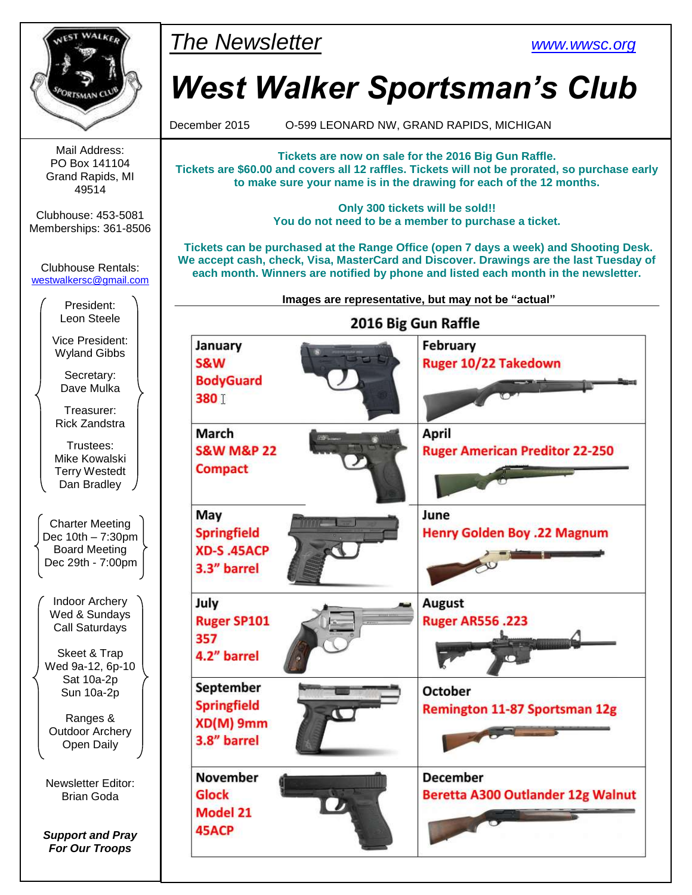*The Newsletter* [www.wwsc.org](http://www.wwsc.org)

# West Walker Sportsman's Club

December 2015 O-599 LEONARD NW, GRAND RAPIDS, MICHIGAN

Mail Address:
PO Box 141104
Grand Rapids, MI
49514

Clubhouse: 453-5081
Memberships: 361-8506

Clubhouse Rentals:
westwalkersc@gmail.com

President:
Leon Steele

Vice President:
Wyland Gibbs

Secretary:
Dave Mulka

Treasurer:
Rick Zandstra

Trustees:
Mike Kowalski
Terry Westedt
Dan Bradley

Charter Meeting
Dec 10th – 7:30pm
Board Meeting
Dec 29th - 7:00pm

Indoor Archery
Wed & Sundays
Call Saturdays

Skeet & Trap
Wed 9a-12, 6p-10
Sat 10a-2p
Sun 10a-2p

Ranges &
Outdoor Archery
Open Daily

Newsletter Editor:
Brian Goda

***Support and Pray For Our Troops***

**Tickets are now on sale for the 2016 Big Gun Raffle.**
**Tickets are $60.00 and covers all 12 raffles. Tickets will not be prorated, so purchase early to make sure your name is in the drawing for each of the 12 months.**

**Only 300 tickets will be sold!!**
**You do not need to be a member to purchase a ticket.**

**Tickets can be purchased at the Range Office (open 7 days a week) and Shooting Desk. We accept cash, check, Visa, MasterCard and Discover. Drawings are the last Tuesday of each month. Winners are notified by phone and listed each month in the newsletter.**

**Images are representative, but may not be "actual"**

## 2016 Big Gun Raffle

| Month | Prize | Month | Prize |
|---|---|---|---|
| January | S&W BodyGuard 380 | February | Ruger 10/22 Takedown |
| March | S&W M&P 22 Compact | April | Ruger American Preditor 22-250 |
| May | Springfield XD-S .45ACP 3.3" barrel | June | Henry Golden Boy .22 Magnum |
| July | Ruger SP101 357 4.2" barrel | August | Ruger AR556 .223 |
| September | Springfield XD(M) 9mm 3.8" barrel | October | Remington 11-87 Sportsman 12g |
| November | Glock Model 21 45ACP | December | Beretta A300 Outlander 12g Walnut |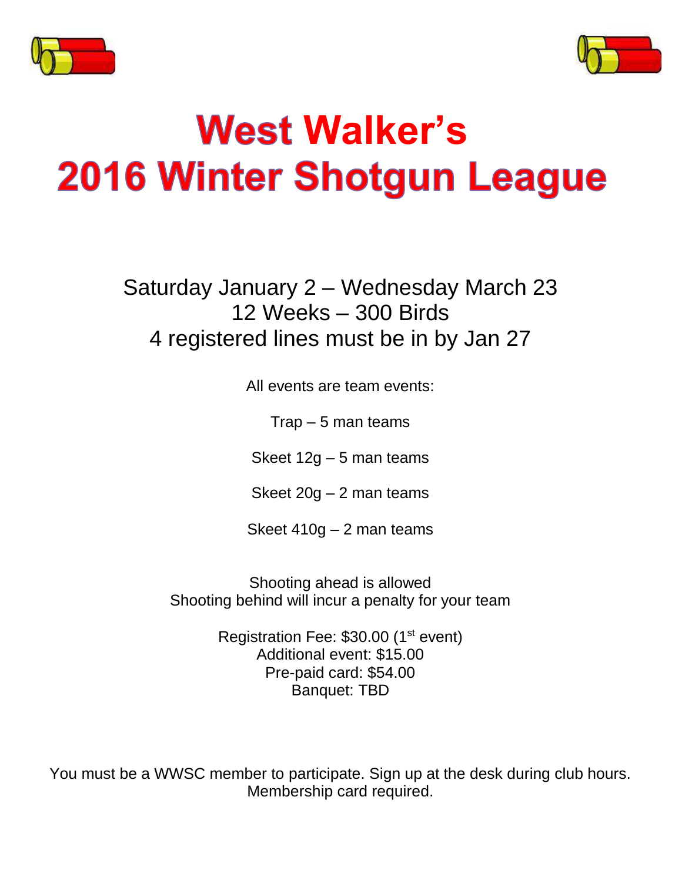# West Walker's
# 2016 Winter Shotgun League

Saturday January 2 – Wednesday March 23
12 Weeks – 300 Birds
4 registered lines must be in by Jan 27

All events are team events:

Trap – 5 man teams

Skeet 12g – 5 man teams

Skeet 20g – 2 man teams

Skeet 410g – 2 man teams

Shooting ahead is allowed
Shooting behind will incur a penalty for your team

Registration Fee: $30.00 (1st event)
Additional event: $15.00
Pre-paid card: $54.00
Banquet: TBD

You must be a WWSC member to participate. Sign up at the desk during club hours.
Membership card required.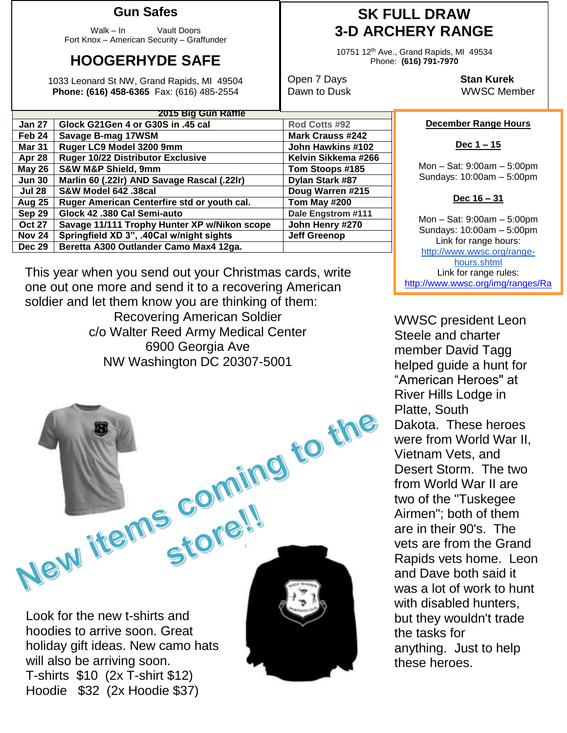## Gun Safes

Walk – In  Vault Doors
Fort Knox – American Security – Graffunder

## HOOGERHYDE SAFE

1033 Leonard St NW, Grand Rapids, MI 49504
**Phone: (616) 458-6365** Fax: (616) 485-2554

## SK FULL DRAW 3-D ARCHERY RANGE

10751 12th Ave., Grand Rapids, MI 49534
Phone: **(616) 791-7970**

Open 7 Days
Dawn to Dusk

**Stan Kurek**
WWSC Member

| 2015 Big Gun Raffle | | |
|---|---|---|
| **Jan 27** | **Glock G21Gen 4 or G30S in .45 cal** | Rod Cotts #92 |
| **Feb 24** | **Savage B-mag 17WSM** | **Mark Crauss #242** |
| **Mar 31** | **Ruger LC9 Model 3200 9mm** | **John Hawkins #102** |
| **Apr 28** | **Ruger 10/22 Distributor Exclusive** | **Kelvin Sikkema #266** |
| **May 26** | **S&W M&P Shield, 9mm** | **Tom Stoops #185** |
| **Jun 30** | **Marlin 60 (.22lr) AND Savage Rascal (.22lr)** | **Dylan Stark #87** |
| **Jul 28** | **S&W Model 642 .38cal** | **Doug Warren #215** |
| **Aug 25** | **Ruger American Centerfire std or youth cal.** | **Tom May #200** |
| **Sep 29** | **Glock 42 .380 Cal Semi-auto** | Dale Engstrom #111 |
| **Oct 27** | **Savage 11/111 Trophy Hunter XP w/Nikon scope** | **John Henry #270** |
| **Nov 24** | **Springfield XD 3", .40Cal w/night sights** | **Jeff Greenop** |
| **Dec 29** | **Beretta A300 Outlander Camo Max4 12ga.** | |

### December Range Hours

**Dec 1 – 15**

Mon – Sat: 9:00am – 5:00pm
Sundays: 10:00am – 5:00pm

**Dec 16 – 31**

Mon – Sat: 9:00am – 5:00pm
Sundays: 10:00am – 5:00pm
Link for range hours: http://www.wwsc.org/range-hours.shtml
Link for range rules: http://www.wwsc.org/img/ranges/Ra

This year when you send out your Christmas cards, write one out one more and send it to a recovering American soldier and let them know you are thinking of them:

Recovering American Soldier
c/o Walter Reed Army Medical Center
6900 Georgia Ave
NW Washington DC 20307-5001

WWSC president Leon Steele and charter member David Tagg helped guide a hunt for "American Heroes" at River Hills Lodge in Platte, South Dakota. These heroes were from World War II, Vietnam Vets, and Desert Storm. The two from World War II are two of the "Tuskegee Airmen"; both of them are in their 90's. The vets are from the Grand Rapids vets home. Leon and Dave both said it was a lot of work to hunt with disabled hunters, but they wouldn't trade the tasks for anything. Just to help these heroes.

## New items coming to the store!!

Look for the new t-shirts and hoodies to arrive soon. Great holiday gift ideas. New camo hats will also be arriving soon.
T-shirts $10 (2x T-shirt $12)
Hoodie $32 (2x Hoodie $37)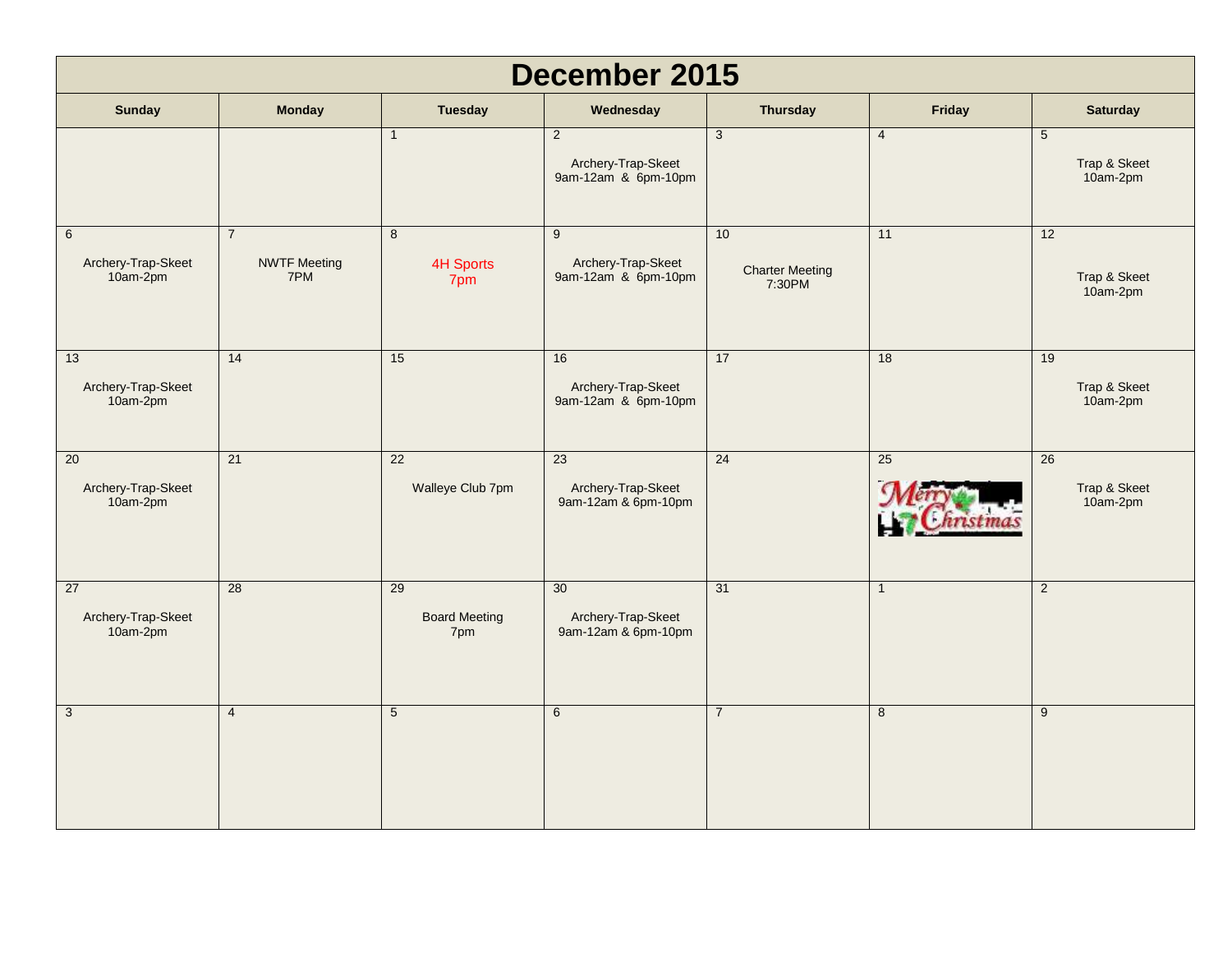# December 2015

| Sunday | Monday | Tuesday | Wednesday | Thursday | Friday | Saturday |
|---|---|---|---|---|---|---|
| | | 1 | 2 Archery-Trap-Skeet 9am-12am & 6pm-10pm | 3 | 4 | 5 Trap & Skeet 10am-2pm |
| 6 Archery-Trap-Skeet 10am-2pm | 7 NWTF Meeting 7PM | 8 4H Sports 7pm | 9 Archery-Trap-Skeet 9am-12am & 6pm-10pm | 10 Charter Meeting 7:30PM | 11 | 12 Trap & Skeet 10am-2pm |
| 13 Archery-Trap-Skeet 10am-2pm | 14 | 15 | 16 Archery-Trap-Skeet 9am-12am & 6pm-10pm | 17 | 18 | 19 Trap & Skeet 10am-2pm |
| 20 Archery-Trap-Skeet 10am-2pm | 21 | 22 Walleye Club 7pm | 23 Archery-Trap-Skeet 9am-12am & 6pm-10pm | 24 | 25 Merry Christmas | 26 Trap & Skeet 10am-2pm |
| 27 Archery-Trap-Skeet 10am-2pm | 28 | 29 Board Meeting 7pm | 30 Archery-Trap-Skeet 9am-12am & 6pm-10pm | 31 | 1 | 2 |
| 3 | 4 | 5 | 6 | 7 | 8 | 9 |